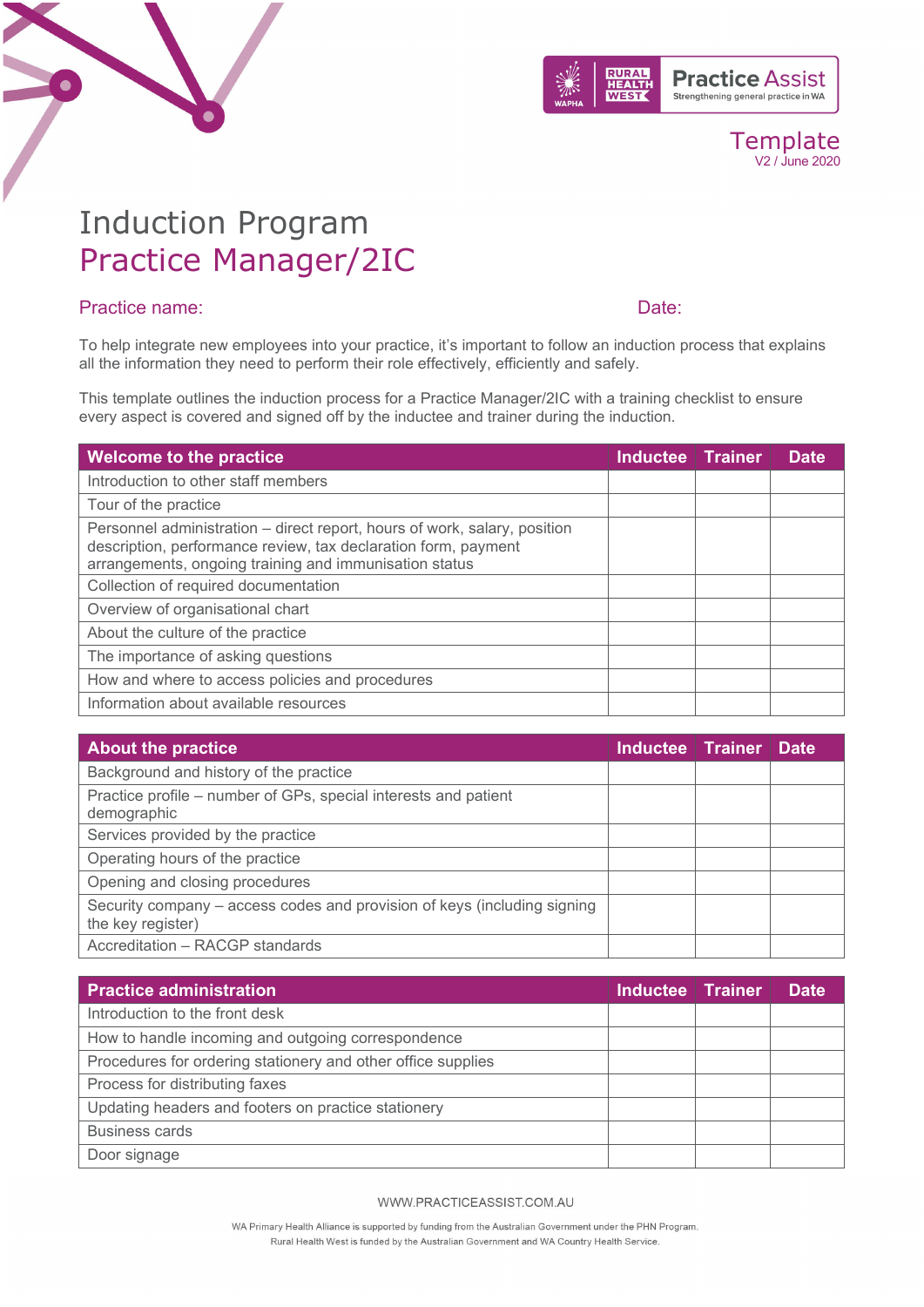Template
V2 / June 2020

# Induction Program
# Practice Manager/2IC

**Practice name:** **Date:**

To help integrate new employees into your practice, it's important to follow an induction process that explains all the information they need to perform their role effectively, efficiently and safely.

This template outlines the induction process for a Practice Manager/2IC with a training checklist to ensure every aspect is covered and signed off by the inductee and trainer during the induction.

| Welcome to the practice | Inductee | Trainer | Date |
|---|---|---|---|
| Introduction to other staff members | | | |
| Tour of the practice | | | |
| Personnel administration – direct report, hours of work, salary, position description, performance review, tax declaration form, payment arrangements, ongoing training and immunisation status | | | |
| Collection of required documentation | | | |
| Overview of organisational chart | | | |
| About the culture of the practice | | | |
| The importance of asking questions | | | |
| How and where to access policies and procedures | | | |
| Information about available resources | | | |

| About the practice | Inductee | Trainer | Date |
|---|---|---|---|
| Background and history of the practice | | | |
| Practice profile – number of GPs, special interests and patient demographic | | | |
| Services provided by the practice | | | |
| Operating hours of the practice | | | |
| Opening and closing procedures | | | |
| Security company – access codes and provision of keys (including signing the key register) | | | |
| Accreditation – RACGP standards | | | |

| Practice administration | Inductee | Trainer | Date |
|---|---|---|---|
| Introduction to the front desk | | | |
| How to handle incoming and outgoing correspondence | | | |
| Procedures for ordering stationery and other office supplies | | | |
| Process for distributing faxes | | | |
| Updating headers and footers on practice stationery | | | |
| Business cards | | | |
| Door signage | | | |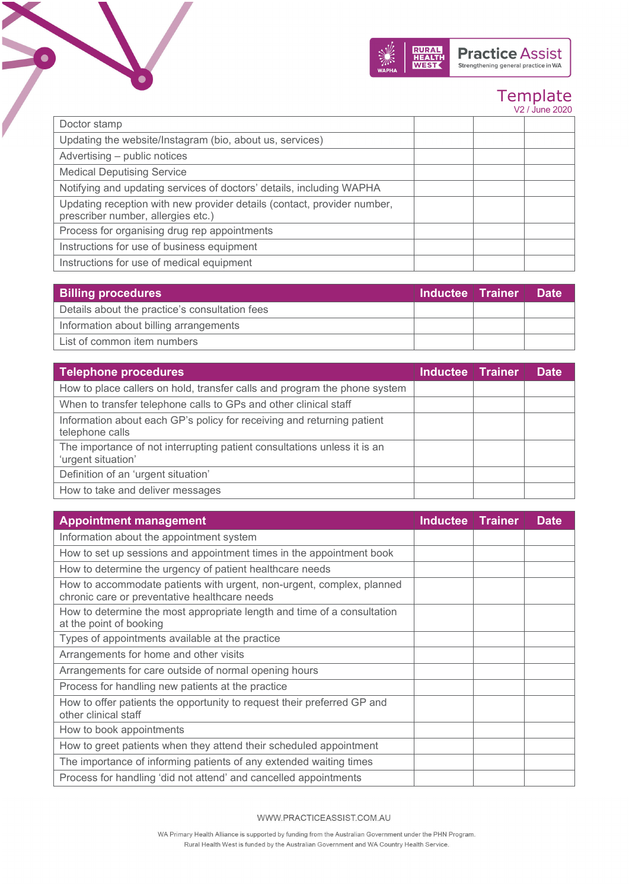| | | | |
|---|---|---|---|
| Doctor stamp | | | |
| Updating the website/Instagram (bio, about us, services) | | | |
| Advertising – public notices | | | |
| Medical Deputising Service | | | |
| Notifying and updating services of doctors' details, including WAPHA | | | |
| Updating reception with new provider details (contact, provider number, prescriber number, allergies etc.) | | | |
| Process for organising drug rep appointments | | | |
| Instructions for use of business equipment | | | |
| Instructions for use of medical equipment | | | |

| Billing procedures | Inductee | Trainer | Date |
|---|---|---|---|
| Details about the practice's consultation fees | | | |
| Information about billing arrangements | | | |
| List of common item numbers | | | |

| Telephone procedures | Inductee | Trainer | Date |
|---|---|---|---|
| How to place callers on hold, transfer calls and program the phone system | | | |
| When to transfer telephone calls to GPs and other clinical staff | | | |
| Information about each GP's policy for receiving and returning patient telephone calls | | | |
| The importance of not interrupting patient consultations unless it is an 'urgent situation' | | | |
| Definition of an 'urgent situation' | | | |
| How to take and deliver messages | | | |

| Appointment management | Inductee | Trainer | Date |
|---|---|---|---|
| Information about the appointment system | | | |
| How to set up sessions and appointment times in the appointment book | | | |
| How to determine the urgency of patient healthcare needs | | | |
| How to accommodate patients with urgent, non-urgent, complex, planned chronic care or preventative healthcare needs | | | |
| How to determine the most appropriate length and time of a consultation at the point of booking | | | |
| Types of appointments available at the practice | | | |
| Arrangements for home and other visits | | | |
| Arrangements for care outside of normal opening hours | | | |
| Process for handling new patients at the practice | | | |
| How to offer patients the opportunity to request their preferred GP and other clinical staff | | | |
| How to book appointments | | | |
| How to greet patients when they attend their scheduled appointment | | | |
| The importance of informing patients of any extended waiting times | | | |
| Process for handling 'did not attend' and cancelled appointments | | | |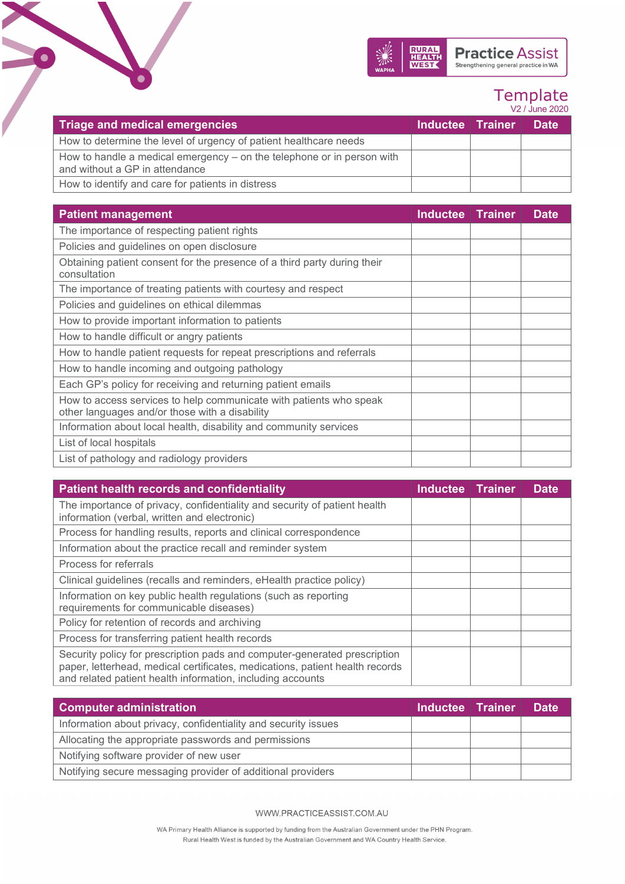| Triage and medical emergencies | Inductee | Trainer | Date |
|---|---|---|---|
| How to determine the level of urgency of patient healthcare needs | | | |
| How to handle a medical emergency – on the telephone or in person with and without a GP in attendance | | | |
| How to identify and care for patients in distress | | | |

| Patient management | Inductee | Trainer | Date |
|---|---|---|---|
| The importance of respecting patient rights | | | |
| Policies and guidelines on open disclosure | | | |
| Obtaining patient consent for the presence of a third party during their consultation | | | |
| The importance of treating patients with courtesy and respect | | | |
| Policies and guidelines on ethical dilemmas | | | |
| How to provide important information to patients | | | |
| How to handle difficult or angry patients | | | |
| How to handle patient requests for repeat prescriptions and referrals | | | |
| How to handle incoming and outgoing pathology | | | |
| Each GP's policy for receiving and returning patient emails | | | |
| How to access services to help communicate with patients who speak other languages and/or those with a disability | | | |
| Information about local health, disability and community services | | | |
| List of local hospitals | | | |
| List of pathology and radiology providers | | | |

| Patient health records and confidentiality | Inductee | Trainer | Date |
|---|---|---|---|
| The importance of privacy, confidentiality and security of patient health information (verbal, written and electronic) | | | |
| Process for handling results, reports and clinical correspondence | | | |
| Information about the practice recall and reminder system | | | |
| Process for referrals | | | |
| Clinical guidelines (recalls and reminders, eHealth practice policy) | | | |
| Information on key public health regulations (such as reporting requirements for communicable diseases) | | | |
| Policy for retention of records and archiving | | | |
| Process for transferring patient health records | | | |
| Security policy for prescription pads and computer-generated prescription paper, letterhead, medical certificates, medications, patient health records and related patient health information, including accounts | | | |

| Computer administration | Inductee | Trainer | Date |
|---|---|---|---|
| Information about privacy, confidentiality and security issues | | | |
| Allocating the appropriate passwords and permissions | | | |
| Notifying software provider of new user | | | |
| Notifying secure messaging provider of additional providers | | | |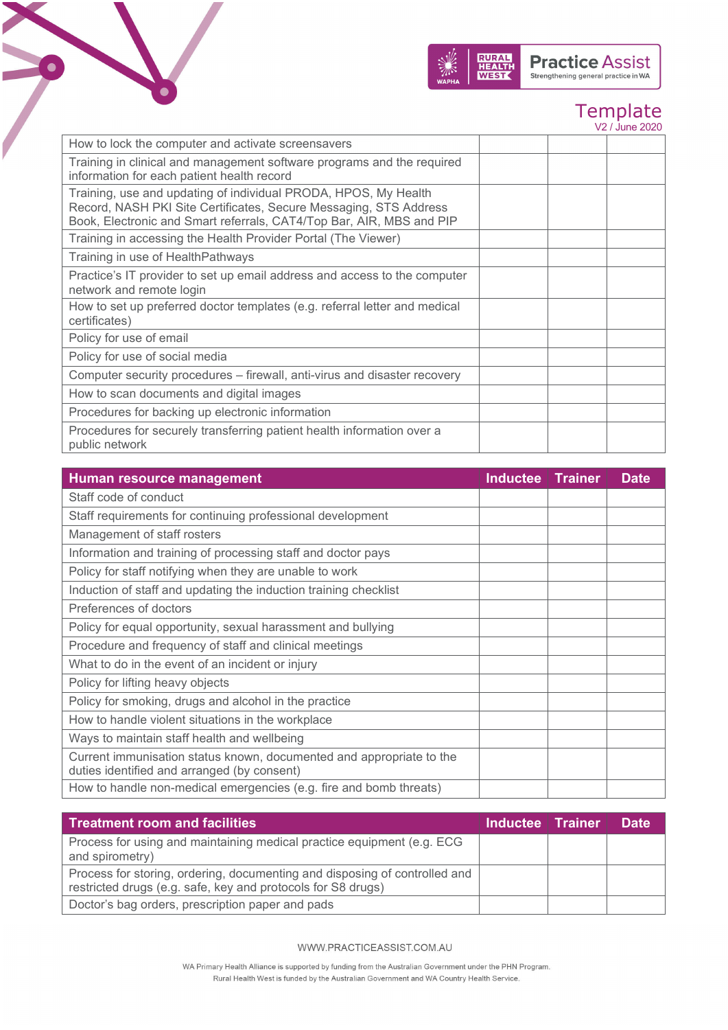| | Inductee | Trainer | Date |
|---|---|---|---|
| How to lock the computer and activate screensavers | | | |
| Training in clinical and management software programs and the required information for each patient health record | | | |
| Training, use and updating of individual PRODA, HPOS, My Health Record, NASH PKI Site Certificates, Secure Messaging, STS Address Book, Electronic and Smart referrals, CAT4/Top Bar, AIR, MBS and PIP | | | |
| Training in accessing the Health Provider Portal (The Viewer) | | | |
| Training in use of HealthPathways | | | |
| Practice's IT provider to set up email address and access to the computer network and remote login | | | |
| How to set up preferred doctor templates (e.g. referral letter and medical certificates) | | | |
| Policy for use of email | | | |
| Policy for use of social media | | | |
| Computer security procedures – firewall, anti-virus and disaster recovery | | | |
| How to scan documents and digital images | | | |
| Procedures for backing up electronic information | | | |
| Procedures for securely transferring patient health information over a public network | | | |

| Human resource management | Inductee | Trainer | Date |
|---|---|---|---|
| Staff code of conduct | | | |
| Staff requirements for continuing professional development | | | |
| Management of staff rosters | | | |
| Information and training of processing staff and doctor pays | | | |
| Policy for staff notifying when they are unable to work | | | |
| Induction of staff and updating the induction training checklist | | | |
| Preferences of doctors | | | |
| Policy for equal opportunity, sexual harassment and bullying | | | |
| Procedure and frequency of staff and clinical meetings | | | |
| What to do in the event of an incident or injury | | | |
| Policy for lifting heavy objects | | | |
| Policy for smoking, drugs and alcohol in the practice | | | |
| How to handle violent situations in the workplace | | | |
| Ways to maintain staff health and wellbeing | | | |
| Current immunisation status known, documented and appropriate to the duties identified and arranged (by consent) | | | |
| How to handle non-medical emergencies (e.g. fire and bomb threats) | | | |

| Treatment room and facilities | Inductee | Trainer | Date |
|---|---|---|---|
| Process for using and maintaining medical practice equipment (e.g. ECG and spirometry) | | | |
| Process for storing, ordering, documenting and disposing of controlled and restricted drugs (e.g. safe, key and protocols for S8 drugs) | | | |
| Doctor's bag orders, prescription paper and pads | | | |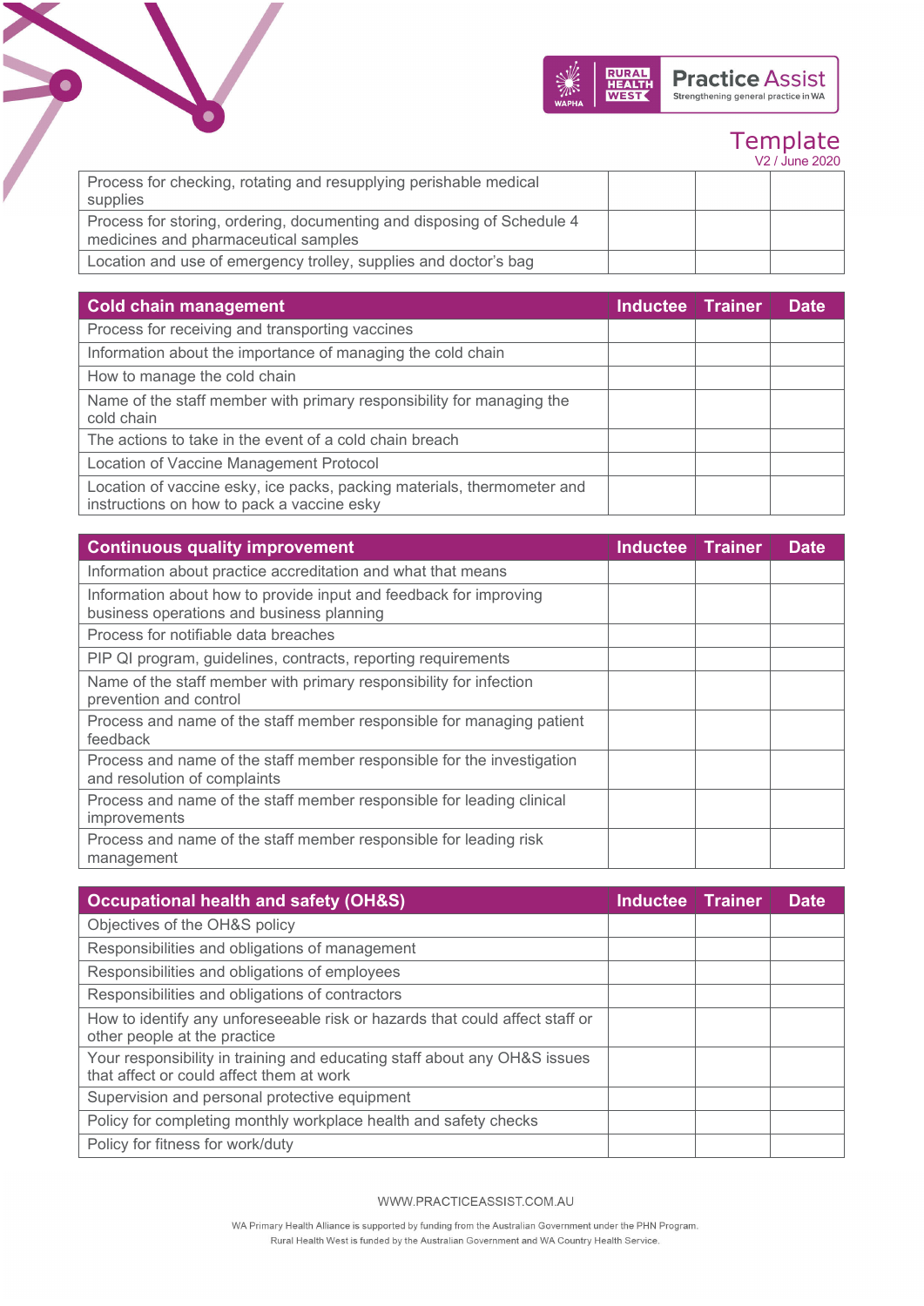| | | | |
|---|---|---|---|
| Process for checking, rotating and resupplying perishable medical supplies | | | |
| Process for storing, ordering, documenting and disposing of Schedule 4 medicines and pharmaceutical samples | | | |
| Location and use of emergency trolley, supplies and doctor's bag | | | |

| Cold chain management | Inductee | Trainer | Date |
|---|---|---|---|
| Process for receiving and transporting vaccines | | | |
| Information about the importance of managing the cold chain | | | |
| How to manage the cold chain | | | |
| Name of the staff member with primary responsibility for managing the cold chain | | | |
| The actions to take in the event of a cold chain breach | | | |
| Location of Vaccine Management Protocol | | | |
| Location of vaccine esky, ice packs, packing materials, thermometer and instructions on how to pack a vaccine esky | | | |

| Continuous quality improvement | Inductee | Trainer | Date |
|---|---|---|---|
| Information about practice accreditation and what that means | | | |
| Information about how to provide input and feedback for improving business operations and business planning | | | |
| Process for notifiable data breaches | | | |
| PIP QI program, guidelines, contracts, reporting requirements | | | |
| Name of the staff member with primary responsibility for infection prevention and control | | | |
| Process and name of the staff member responsible for managing patient feedback | | | |
| Process and name of the staff member responsible for the investigation and resolution of complaints | | | |
| Process and name of the staff member responsible for leading clinical improvements | | | |
| Process and name of the staff member responsible for leading risk management | | | |

| Occupational health and safety (OH&S) | Inductee | Trainer | Date |
|---|---|---|---|
| Objectives of the OH&S policy | | | |
| Responsibilities and obligations of management | | | |
| Responsibilities and obligations of employees | | | |
| Responsibilities and obligations of contractors | | | |
| How to identify any unforeseeable risk or hazards that could affect staff or other people at the practice | | | |
| Your responsibility in training and educating staff about any OH&S issues that affect or could affect them at work | | | |
| Supervision and personal protective equipment | | | |
| Policy for completing monthly workplace health and safety checks | | | |
| Policy for fitness for work/duty | | | |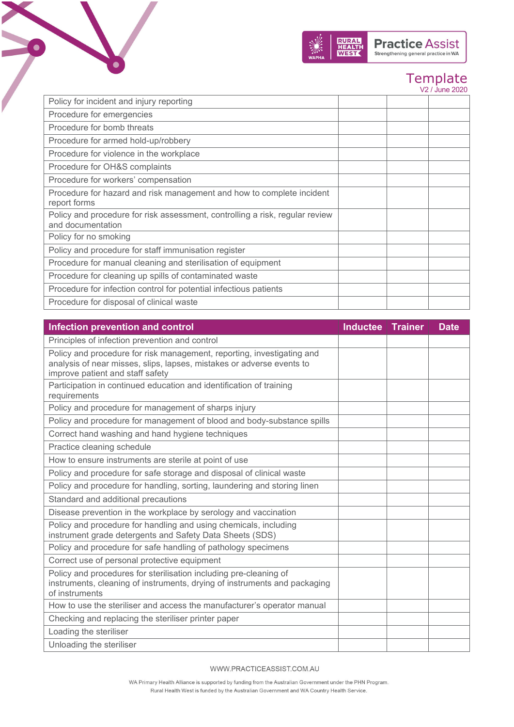| | | | |
|---|---|---|---|
| Policy for incident and injury reporting | | | |
| Procedure for emergencies | | | |
| Procedure for bomb threats | | | |
| Procedure for armed hold-up/robbery | | | |
| Procedure for violence in the workplace | | | |
| Procedure for OH&S complaints | | | |
| Procedure for workers' compensation | | | |
| Procedure for hazard and risk management and how to complete incident report forms | | | |
| Policy and procedure for risk assessment, controlling a risk, regular review and documentation | | | |
| Policy for no smoking | | | |
| Policy and procedure for staff immunisation register | | | |
| Procedure for manual cleaning and sterilisation of equipment | | | |
| Procedure for cleaning up spills of contaminated waste | | | |
| Procedure for infection control for potential infectious patients | | | |
| Procedure for disposal of clinical waste | | | |

| Infection prevention and control | Inductee | Trainer | Date |
|---|---|---|---|
| Principles of infection prevention and control | | | |
| Policy and procedure for risk management, reporting, investigating and analysis of near misses, slips, lapses, mistakes or adverse events to improve patient and staff safety | | | |
| Participation in continued education and identification of training requirements | | | |
| Policy and procedure for management of sharps injury | | | |
| Policy and procedure for management of blood and body-substance spills | | | |
| Correct hand washing and hand hygiene techniques | | | |
| Practice cleaning schedule | | | |
| How to ensure instruments are sterile at point of use | | | |
| Policy and procedure for safe storage and disposal of clinical waste | | | |
| Policy and procedure for handling, sorting, laundering and storing linen | | | |
| Standard and additional precautions | | | |
| Disease prevention in the workplace by serology and vaccination | | | |
| Policy and procedure for handling and using chemicals, including instrument grade detergents and Safety Data Sheets (SDS) | | | |
| Policy and procedure for safe handling of pathology specimens | | | |
| Correct use of personal protective equipment | | | |
| Policy and procedures for sterilisation including pre-cleaning of instruments, cleaning of instruments, drying of instruments and packaging of instruments | | | |
| How to use the steriliser and access the manufacturer's operator manual | | | |
| Checking and replacing the steriliser printer paper | | | |
| Loading the steriliser | | | |
| Unloading the steriliser | | | |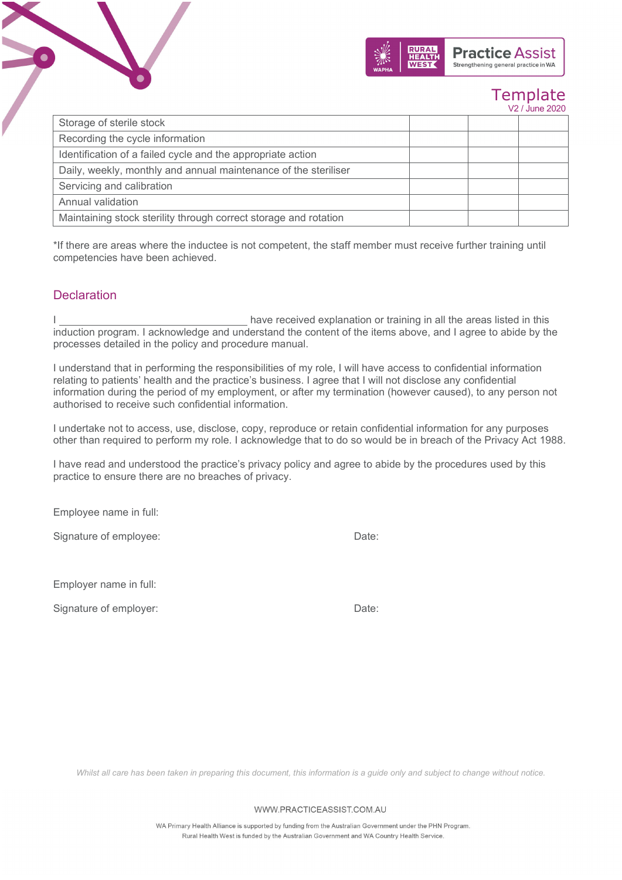| | | | |
|---|---|---|---|
| Storage of sterile stock | | | |
| Recording the cycle information | | | |
| Identification of a failed cycle and the appropriate action | | | |
| Daily, weekly, monthly and annual maintenance of the steriliser | | | |
| Servicing and calibration | | | |
| Annual validation | | | |
| Maintaining stock sterility through correct storage and rotation | | | |

*If there are areas where the inductee is not competent, the staff member must receive further training until competencies have been achieved.

## Declaration

I ________________________________ have received explanation or training in all the areas listed in this induction program. I acknowledge and understand the content of the items above, and I agree to abide by the processes detailed in the policy and procedure manual.

I understand that in performing the responsibilities of my role, I will have access to confidential information relating to patients' health and the practice's business. I agree that I will not disclose any confidential information during the period of my employment, or after my termination (however caused), to any person not authorised to receive such confidential information.

I undertake not to access, use, disclose, copy, reproduce or retain confidential information for any purposes other than required to perform my role. I acknowledge that to do so would be in breach of the Privacy Act 1988.

I have read and understood the practice's privacy policy and agree to abide by the procedures used by this practice to ensure there are no breaches of privacy.

Employee name in full:

Signature of employee: Date:

Employer name in full:

Signature of employer: Date:

*Whilst all care has been taken in preparing this document, this information is a guide only and subject to change without notice.*